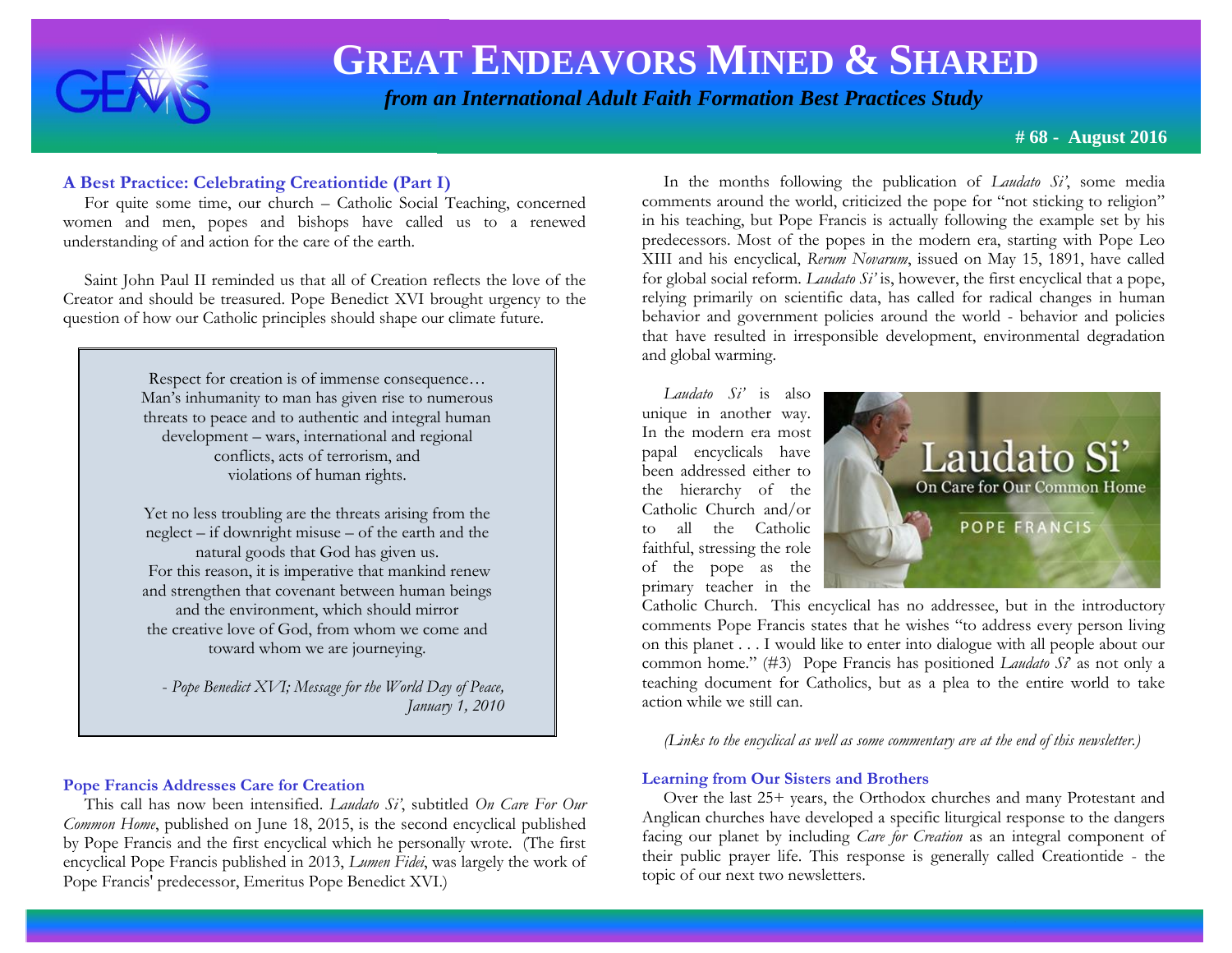# GREAT ENDEAVORS MINED & SHARED

*from an International Adult Faith Formation Best Practices Study*

**# 68 - August 2016**

## A Best Practice: Celebrating Creationtide (Part I)

For quite some time, our church – Catholic Social Teaching, concerned women and men, popes and bishops have called us to a renewed understanding of and action for the care of the earth.

Saint John Paul II reminded us that all of Creation reflects the love of the Creator and should be treasured. Pope Benedict XVI brought urgency to the question of how our Catholic principles should shape our climate future.

> Respect for creation is of immense consequence… Man's inhumanity to man has given rise to numerous threats to peace and to authentic and integral human development – wars, international and regional conflicts, acts of terrorism, and violations of human rights.
>
> Yet no less troubling are the threats arising from the neglect – if downright misuse – of the earth and the natural goods that God has given us. For this reason, it is imperative that mankind renew and strengthen that covenant between human beings and the environment, which should mirror the creative love of God, from whom we come and toward whom we are journeying.
>
> *- Pope Benedict XVI; Message for the World Day of Peace, January 1, 2010*

## Pope Francis Addresses Care for Creation

This call has now been intensified. *Laudato Si'*, subtitled *On Care For Our Common Home*, published on June 18, 2015, is the second encyclical published by Pope Francis and the first encyclical which he personally wrote. (The first encyclical Pope Francis published in 2013, *Lumen Fidei*, was largely the work of Pope Francis' predecessor, Emeritus Pope Benedict XVI.)

In the months following the publication of *Laudato Si'*, some media comments around the world, criticized the pope for "not sticking to religion" in his teaching, but Pope Francis is actually following the example set by his predecessors. Most of the popes in the modern era, starting with Pope Leo XIII and his encyclical, *Rerum Novarum*, issued on May 15, 1891, have called for global social reform. *Laudato Si'* is, however, the first encyclical that a pope, relying primarily on scientific data, has called for radical changes in human behavior and government policies around the world - behavior and policies that have resulted in irresponsible development, environmental degradation and global warming.

*Laudato Si'* is also unique in another way. In the modern era most papal encyclicals have been addressed either to the hierarchy of the Catholic Church and/or to all the Catholic faithful, stressing the role of the pope as the primary teacher in the Catholic Church. This encyclical has no addressee, but in the introductory comments Pope Francis states that he wishes "to address every person living on this planet . . . I would like to enter into dialogue with all people about our common home." (#3) Pope Francis has positioned *Laudato Si'* as not only a teaching document for Catholics, but as a plea to the entire world to take action while we still can.

*(Links to the encyclical as well as some commentary are at the end of this newsletter.)*

## Learning from Our Sisters and Brothers

Over the last 25+ years, the Orthodox churches and many Protestant and Anglican churches have developed a specific liturgical response to the dangers facing our planet by including *Care for Creation* as an integral component of their public prayer life. This response is generally called Creationtide - the topic of our next two newsletters.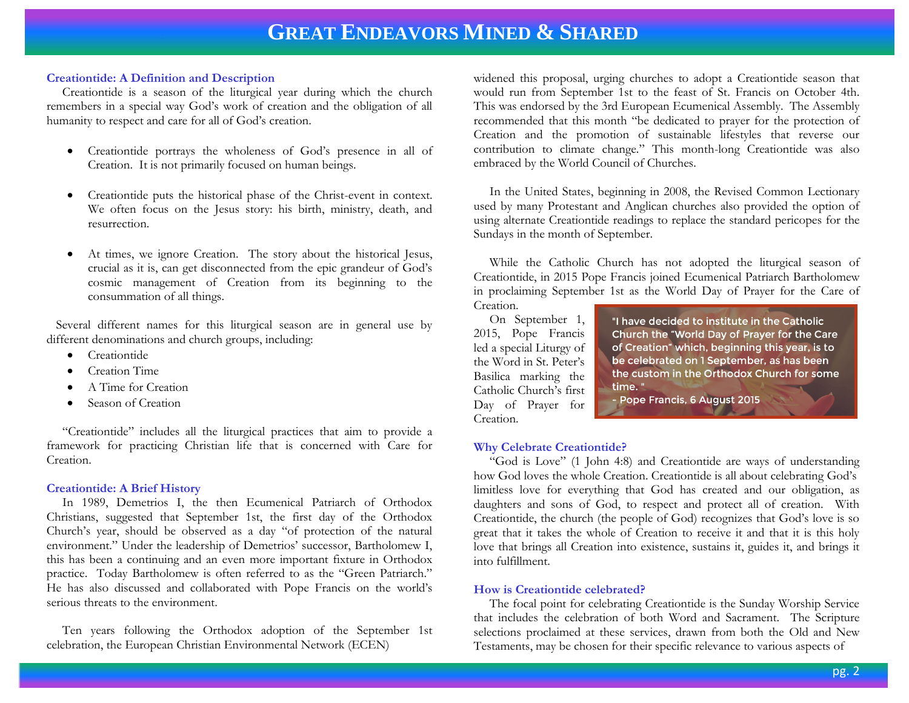## Creationtide: A Definition and Description

Creationtide is a season of the liturgical year during which the church remembers in a special way God's work of creation and the obligation of all humanity to respect and care for all of God's creation.

- Creationtide portrays the wholeness of God's presence in all of Creation. It is not primarily focused on human beings.
- Creationtide puts the historical phase of the Christ-event in context. We often focus on the Jesus story: his birth, ministry, death, and resurrection.
- At times, we ignore Creation. The story about the historical Jesus, crucial as it is, can get disconnected from the epic grandeur of God's cosmic management of Creation from its beginning to the consummation of all things.

Several different names for this liturgical season are in general use by different denominations and church groups, including:

- Creationtide
- Creation Time
- A Time for Creation
- Season of Creation

"Creationtide" includes all the liturgical practices that aim to provide a framework for practicing Christian life that is concerned with Care for Creation.

## Creationtide: A Brief History

In 1989, Demetrios I, the then Ecumenical Patriarch of Orthodox Christians, suggested that September 1st, the first day of the Orthodox Church's year, should be observed as a day "of protection of the natural environment." Under the leadership of Demetrios' successor, Bartholomew I, this has been a continuing and an even more important fixture in Orthodox practice. Today Bartholomew is often referred to as the "Green Patriarch." He has also discussed and collaborated with Pope Francis on the world's serious threats to the environment.

Ten years following the Orthodox adoption of the September 1st celebration, the European Christian Environmental Network (ECEN) widened this proposal, urging churches to adopt a Creationtide season that would run from September 1st to the feast of St. Francis on October 4th. This was endorsed by the 3rd European Ecumenical Assembly. The Assembly recommended that this month "be dedicated to prayer for the protection of Creation and the promotion of sustainable lifestyles that reverse our contribution to climate change." This month-long Creationtide was also embraced by the World Council of Churches.

In the United States, beginning in 2008, the Revised Common Lectionary used by many Protestant and Anglican churches also provided the option of using alternate Creationtide readings to replace the standard pericopes for the Sundays in the month of September.

While the Catholic Church has not adopted the liturgical season of Creationtide, in 2015 Pope Francis joined Ecumenical Patriarch Bartholomew in proclaiming September 1st as the World Day of Prayer for the Care of Creation.

On September 1, 2015, Pope Francis led a special Liturgy of the Word in St. Peter's Basilica marking the Catholic Church's first Day of Prayer for Creation.

> "I have decided to institute in the Catholic Church the "World Day of Prayer for the Care of Creation" which, beginning this year, is to be celebrated on 1 September, as has been the custom in the Orthodox Church for some time. "
> - Pope Francis, 6 August 2015

## Why Celebrate Creationtide?

"God is Love" (1 John 4:8) and Creationtide are ways of understanding how God loves the whole Creation. Creationtide is all about celebrating God's limitless love for everything that God has created and our obligation, as daughters and sons of God, to respect and protect all of creation. With Creationtide, the church (the people of God) recognizes that God's love is so great that it takes the whole of Creation to receive it and that it is this holy love that brings all Creation into existence, sustains it, guides it, and brings it into fulfillment.

## How is Creationtide celebrated?

The focal point for celebrating Creationtide is the Sunday Worship Service that includes the celebration of both Word and Sacrament. The Scripture selections proclaimed at these services, drawn from both the Old and New Testaments, may be chosen for their specific relevance to various aspects of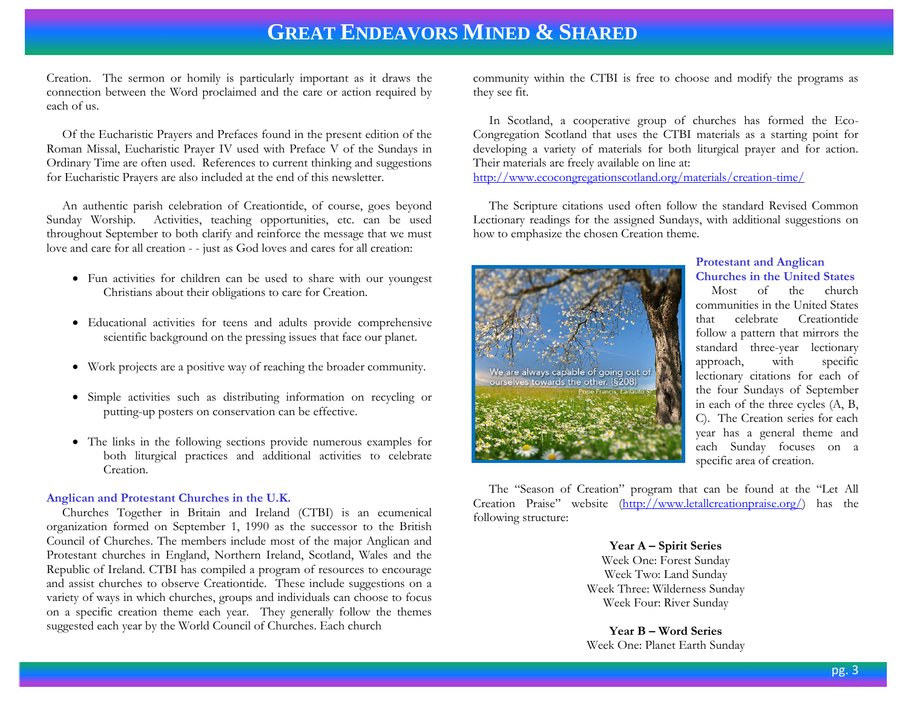Creation. The sermon or homily is particularly important as it draws the connection between the Word proclaimed and the care or action required by each of us.

Of the Eucharistic Prayers and Prefaces found in the present edition of the Roman Missal, Eucharistic Prayer IV used with Preface V of the Sundays in Ordinary Time are often used. References to current thinking and suggestions for Eucharistic Prayers are also included at the end of this newsletter.

An authentic parish celebration of Creationtide, of course, goes beyond Sunday Worship. Activities, teaching opportunities, etc. can be used throughout September to both clarify and reinforce the message that we must love and care for all creation - - just as God loves and cares for all creation:

- Fun activities for children can be used to share with our youngest Christians about their obligations to care for Creation.
- Educational activities for teens and adults provide comprehensive scientific background on the pressing issues that face our planet.
- Work projects are a positive way of reaching the broader community.
- Simple activities such as distributing information on recycling or putting-up posters on conservation can be effective.
- The links in the following sections provide numerous examples for both liturgical practices and additional activities to celebrate Creation.

### Anglican and Protestant Churches in the U.K.

Churches Together in Britain and Ireland (CTBI) is an ecumenical organization formed on September 1, 1990 as the successor to the British Council of Churches. The members include most of the major Anglican and Protestant churches in England, Northern Ireland, Scotland, Wales and the Republic of Ireland. CTBI has compiled a program of resources to encourage and assist churches to observe Creationtide. These include suggestions on a variety of ways in which churches, groups and individuals can choose to focus on a specific creation theme each year. They generally follow the themes suggested each year by the World Council of Churches. Each church community within the CTBI is free to choose and modify the programs as they see fit.

In Scotland, a cooperative group of churches has formed the Eco-Congregation Scotland that uses the CTBI materials as a starting point for developing a variety of materials for both liturgical prayer and for action. Their materials are freely available on line at: http://www.ecocongregationscotland.org/materials/creation-time/

The Scripture citations used often follow the standard Revised Common Lectionary readings for the assigned Sundays, with additional suggestions on how to emphasize the chosen Creation theme.

We are always capable of going out of ourselves towards the other. (§208)
Pope Francis, Laudato Si'

### Protestant and Anglican Churches in the United States

Most of the church communities in the United States that celebrate Creationtide follow a pattern that mirrors the standard three-year lectionary approach, with specific lectionary citations for each of the four Sundays of September in each of the three cycles (A, B, C). The Creation series for each year has a general theme and each Sunday focuses on a specific area of creation.

The "Season of Creation" program that can be found at the "Let All Creation Praise" website (http://www.letallcreationpraise.org/) has the following structure:

**Year A – Spirit Series**
Week One: Forest Sunday
Week Two: Land Sunday
Week Three: Wilderness Sunday
Week Four: River Sunday

**Year B – Word Series**
Week One: Planet Earth Sunday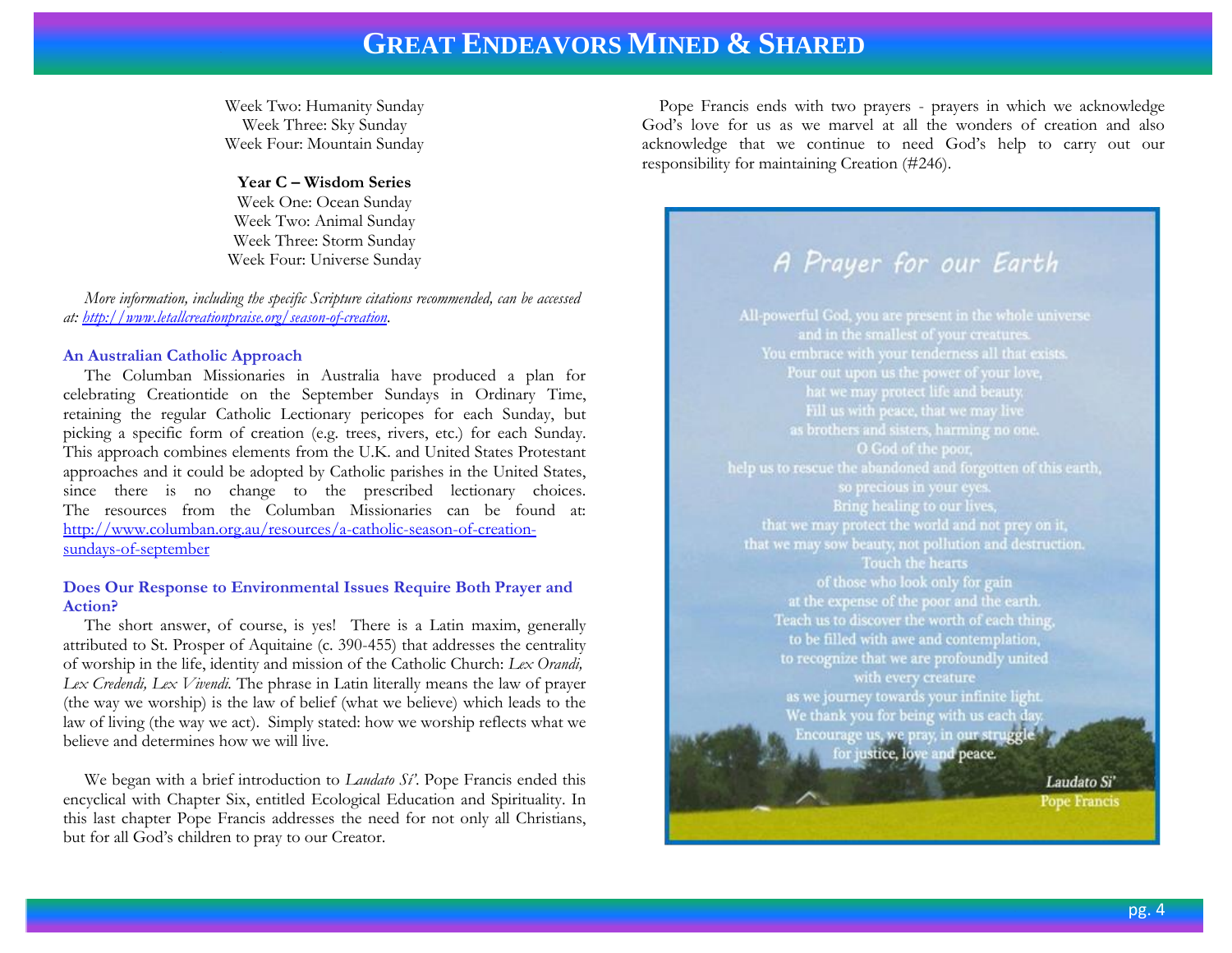Week Two: Humanity Sunday
Week Three: Sky Sunday
Week Four: Mountain Sunday

**Year C – Wisdom Series**
Week One: Ocean Sunday
Week Two: Animal Sunday
Week Three: Storm Sunday
Week Four: Universe Sunday

*More information, including the specific Scripture citations recommended, can be accessed at: http://www.letallcreationpraise.org/season-of-creation.*

### An Australian Catholic Approach

The Columban Missionaries in Australia have produced a plan for celebrating Creationtide on the September Sundays in Ordinary Time, retaining the regular Catholic Lectionary pericopes for each Sunday, but picking a specific form of creation (e.g. trees, rivers, etc.) for each Sunday. This approach combines elements from the U.K. and United States Protestant approaches and it could be adopted by Catholic parishes in the United States, since there is no change to the prescribed lectionary choices. The resources from the Columban Missionaries can be found at: http://www.columban.org.au/resources/a-catholic-season-of-creation-sundays-of-september

### Does Our Response to Environmental Issues Require Both Prayer and Action?

The short answer, of course, is yes! There is a Latin maxim, generally attributed to St. Prosper of Aquitaine (c. 390-455) that addresses the centrality of worship in the life, identity and mission of the Catholic Church: *Lex Orandi, Lex Credendi, Lex Vivendi.* The phrase in Latin literally means the law of prayer (the way we worship) is the law of belief (what we believe) which leads to the law of living (the way we act). Simply stated: how we worship reflects what we believe and determines how we will live.

We began with a brief introduction to *Laudato Si'*. Pope Francis ended this encyclical with Chapter Six, entitled Ecological Education and Spirituality. In this last chapter Pope Francis addresses the need for not only all Christians, but for all God's children to pray to our Creator.

Pope Francis ends with two prayers - prayers in which we acknowledge God's love for us as we marvel at all the wonders of creation and also acknowledge that we continue to need God's help to carry out our responsibility for maintaining Creation (#246).

## A Prayer for our Earth

All-powerful God, you are present in the whole universe
and in the smallest of your creatures.
You embrace with your tenderness all that exists.
Pour out upon us the power of your love,
hat we may protect life and beauty.
Fill us with peace, that we may live
as brothers and sisters, harming no one.
O God of the poor,
help us to rescue the abandoned and forgotten of this earth,
so precious in your eyes.
Bring healing to our lives,
that we may protect the world and not prey on it,
that we may sow beauty, not pollution and destruction.
Touch the hearts
of those who look only for gain
at the expense of the poor and the earth.
Teach us to discover the worth of each thing,
to be filled with awe and contemplation,
to recognize that we are profoundly united
with every creature
as we journey towards your infinite light.
We thank you for being with us each day.
Encourage us, we pray, in our struggle
for justice, love and peace.

*Laudato Si'*
Pope Francis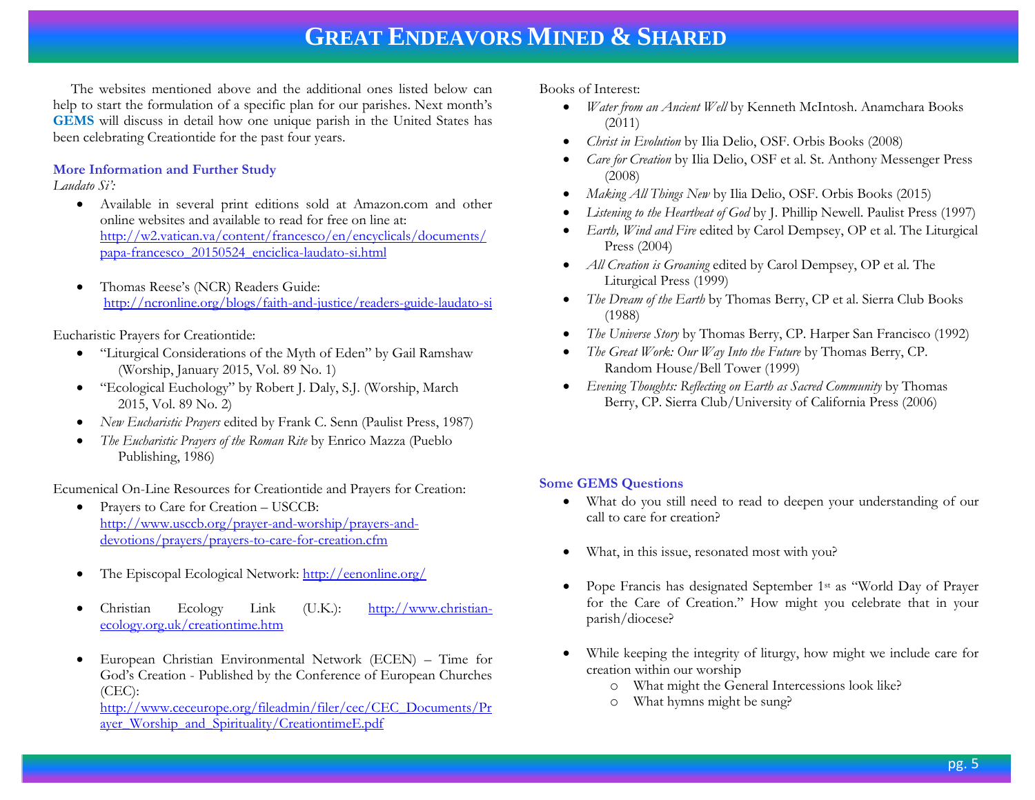The websites mentioned above and the additional ones listed below can help to start the formulation of a specific plan for our parishes. Next month's **GEMS** will discuss in detail how one unique parish in the United States has been celebrating Creationtide for the past four years.

### More Information and Further Study

*Laudato Si'*:

- Available in several print editions sold at Amazon.com and other online websites and available to read for free on line at: http://w2.vatican.va/content/francesco/en/encyclicals/documents/papa-francesco_20150524_enciclica-laudato-si.html

- Thomas Reese's (NCR) Readers Guide: http://ncronline.org/blogs/faith-and-justice/readers-guide-laudato-si

Eucharistic Prayers for Creationtide:

- "Liturgical Considerations of the Myth of Eden" by Gail Ramshaw (Worship, January 2015, Vol. 89 No. 1)
- "Ecological Euchology" by Robert J. Daly, S.J. (Worship, March 2015, Vol. 89 No. 2)
- *New Eucharistic Prayers* edited by Frank C. Senn (Paulist Press, 1987)
- *The Eucharistic Prayers of the Roman Rite* by Enrico Mazza (Pueblo Publishing, 1986)

Ecumenical On-Line Resources for Creationtide and Prayers for Creation:

- Prayers to Care for Creation – USCCB: http://www.usccb.org/prayer-and-worship/prayers-and-devotions/prayers/prayers-to-care-for-creation.cfm

- The Episcopal Ecological Network: http://eenonline.org/

- Christian Ecology Link (U.K.): http://www.christian-ecology.org.uk/creationtime.htm

- European Christian Environmental Network (ECEN) – Time for God's Creation - Published by the Conference of European Churches (CEC): http://www.ceceurope.org/fileadmin/filer/cec/CEC_Documents/Prayer_Worship_and_Spirituality/CreationtimeE.pdf

Books of Interest:

- *Water from an Ancient Well* by Kenneth McIntosh. Anamchara Books (2011)
- *Christ in Evolution* by Ilia Delio, OSF. Orbis Books (2008)
- *Care for Creation* by Ilia Delio, OSF et al. St. Anthony Messenger Press (2008)
- *Making All Things New* by Ilia Delio, OSF. Orbis Books (2015)
- *Listening to the Heartbeat of God* by J. Phillip Newell. Paulist Press (1997)
- *Earth, Wind and Fire* edited by Carol Dempsey, OP et al. The Liturgical Press (2004)
- *All Creation is Groaning* edited by Carol Dempsey, OP et al. The Liturgical Press (1999)
- *The Dream of the Earth* by Thomas Berry, CP et al. Sierra Club Books (1988)
- *The Universe Story* by Thomas Berry, CP. Harper San Francisco (1992)
- *The Great Work: Our Way Into the Future* by Thomas Berry, CP. Random House/Bell Tower (1999)
- *Evening Thoughts: Reflecting on Earth as Sacred Community* by Thomas Berry, CP. Sierra Club/University of California Press (2006)

### Some GEMS Questions

- What do you still need to read to deepen your understanding of our call to care for creation?

- What, in this issue, resonated most with you?

- Pope Francis has designated September 1st as "World Day of Prayer for the Care of Creation." How might you celebrate that in your parish/diocese?

- While keeping the integrity of liturgy, how might we include care for creation within our worship
  - What might the General Intercessions look like?
  - What hymns might be sung?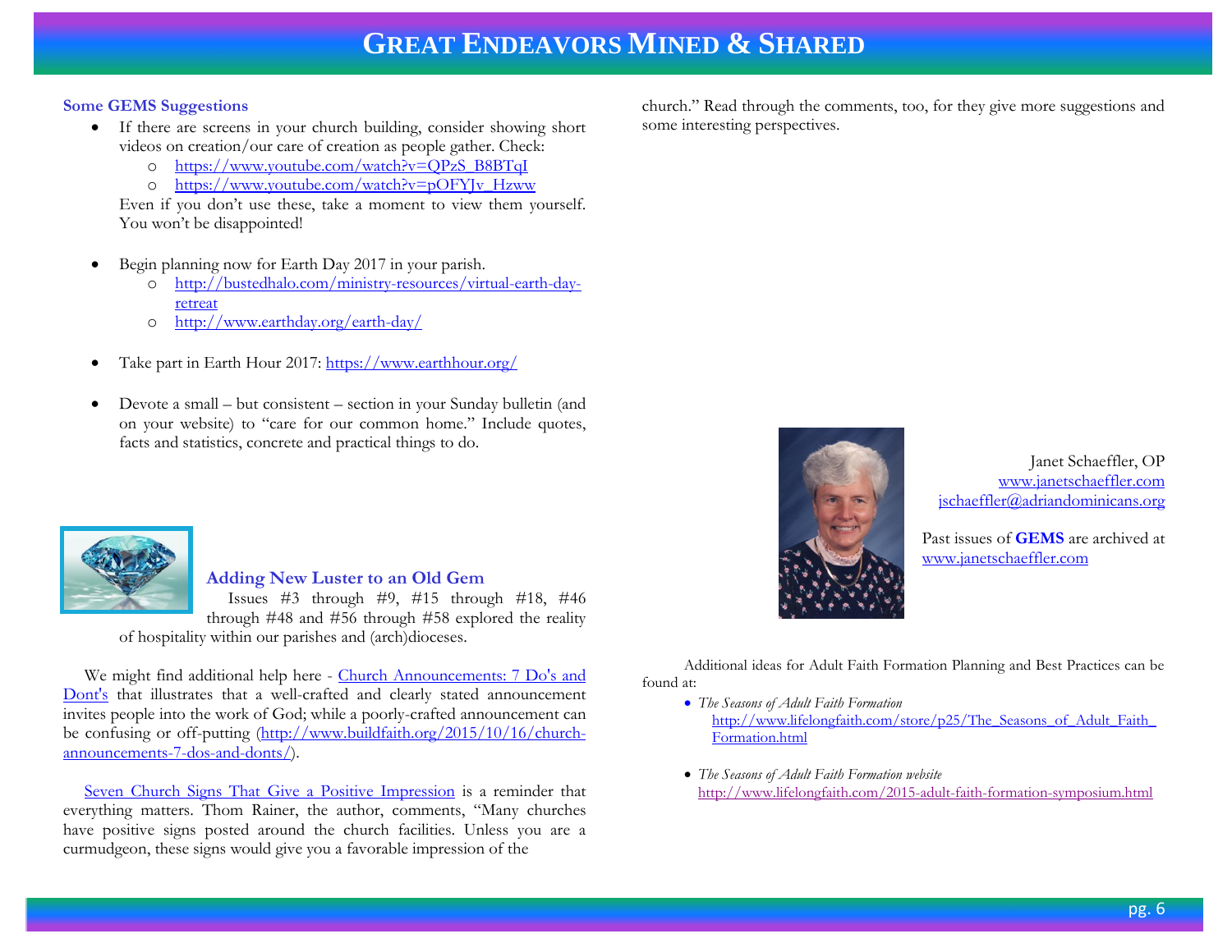### Some GEMS Suggestions

- If there are screens in your church building, consider showing short videos on creation/our care of creation as people gather. Check:
  - https://www.youtube.com/watch?v=QPzS_B8BTqI
  - https://www.youtube.com/watch?v=pOFYJv_Hzww

  Even if you don't use these, take a moment to view them yourself. You won't be disappointed!

- Begin planning now for Earth Day 2017 in your parish.
  - http://bustedhalo.com/ministry-resources/virtual-earth-day-retreat
  - http://www.earthday.org/earth-day/

- Take part in Earth Hour 2017: https://www.earthhour.org/

- Devote a small – but consistent – section in your Sunday bulletin (and on your website) to "care for our common home." Include quotes, facts and statistics, concrete and practical things to do.

### Adding New Luster to an Old Gem

Issues #3 through #9, #15 through #18, #46 through #48 and #56 through #58 explored the reality of hospitality within our parishes and (arch)dioceses.

We might find additional help here - Church Announcements: 7 Do's and Dont's that illustrates that a well-crafted and clearly stated announcement invites people into the work of God; while a poorly-crafted announcement can be confusing or off-putting (http://www.buildfaith.org/2015/10/16/church-announcements-7-dos-and-donts/).

Seven Church Signs That Give a Positive Impression is a reminder that everything matters. Thom Rainer, the author, comments, "Many churches have positive signs posted around the church facilities. Unless you are a curmudgeon, these signs would give you a favorable impression of the church." Read through the comments, too, for they give more suggestions and some interesting perspectives.

Janet Schaeffler, OP
www.janetschaeffler.com
jschaeffler@adriandominicans.org

Past issues of **GEMS** are archived at www.janetschaeffler.com

Additional ideas for Adult Faith Formation Planning and Best Practices can be found at:

- *The Seasons of Adult Faith Formation*
  http://www.lifelongfaith.com/store/p25/The_Seasons_of_Adult_Faith_Formation.html

- *The Seasons of Adult Faith Formation website*
  http://www.lifelongfaith.com/2015-adult-faith-formation-symposium.html